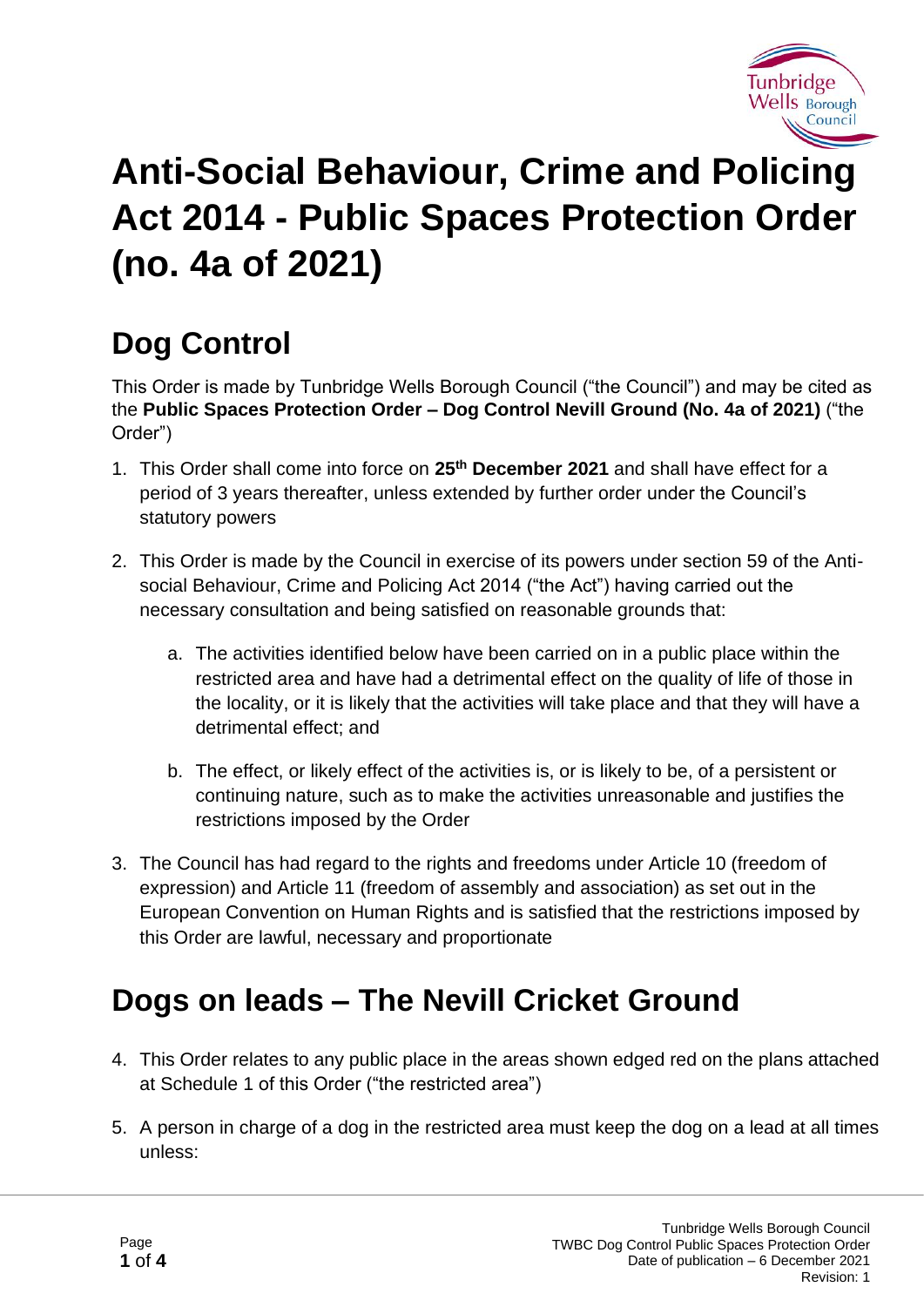# Anti-Social Behaviour, Crime and Policing Act 2014 - Public Spaces Protection Order (no. 4a of 2021)

## Dog Control

This Order is made by Tunbridge Wells Borough Council ("the Council") and may be cited as the **Public Spaces Protection Order – Dog Control Nevill Ground (No. 4a of 2021)** ("the Order")

1. This Order shall come into force on **25th December 2021** and shall have effect for a period of 3 years thereafter, unless extended by further order under the Council's statutory powers

2. This Order is made by the Council in exercise of its powers under section 59 of the Anti-social Behaviour, Crime and Policing Act 2014 ("the Act") having carried out the necessary consultation and being satisfied on reasonable grounds that:

   a. The activities identified below have been carried on in a public place within the restricted area and have had a detrimental effect on the quality of life of those in the locality, or it is likely that the activities will take place and that they will have a detrimental effect; and

   b. The effect, or likely effect of the activities is, or is likely to be, of a persistent or continuing nature, such as to make the activities unreasonable and justifies the restrictions imposed by the Order

3. The Council has had regard to the rights and freedoms under Article 10 (freedom of expression) and Article 11 (freedom of assembly and association) as set out in the European Convention on Human Rights and is satisfied that the restrictions imposed by this Order are lawful, necessary and proportionate

## Dogs on leads – The Nevill Cricket Ground

4. This Order relates to any public place in the areas shown edged red on the plans attached at Schedule 1 of this Order ("the restricted area")

5. A person in charge of a dog in the restricted area must keep the dog on a lead at all times unless: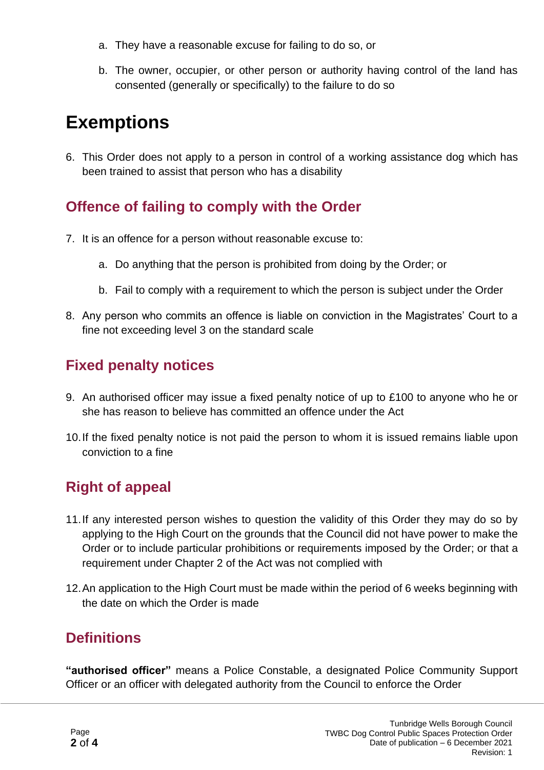a. They have a reasonable excuse for failing to do so, or

   b. The owner, occupier, or other person or authority having control of the land has consented (generally or specifically) to the failure to do so

# Exemptions

6. This Order does not apply to a person in control of a working assistance dog which has been trained to assist that person who has a disability

## Offence of failing to comply with the Order

7. It is an offence for a person without reasonable excuse to:

   a. Do anything that the person is prohibited from doing by the Order; or

   b. Fail to comply with a requirement to which the person is subject under the Order

8. Any person who commits an offence is liable on conviction in the Magistrates' Court to a fine not exceeding level 3 on the standard scale

## Fixed penalty notices

9. An authorised officer may issue a fixed penalty notice of up to £100 to anyone who he or she has reason to believe has committed an offence under the Act

10. If the fixed penalty notice is not paid the person to whom it is issued remains liable upon conviction to a fine

## Right of appeal

11. If any interested person wishes to question the validity of this Order they may do so by applying to the High Court on the grounds that the Council did not have power to make the Order or to include particular prohibitions or requirements imposed by the Order; or that a requirement under Chapter 2 of the Act was not complied with

12. An application to the High Court must be made within the period of 6 weeks beginning with the date on which the Order is made

## Definitions

**"authorised officer"** means a Police Constable, a designated Police Community Support Officer or an officer with delegated authority from the Council to enforce the Order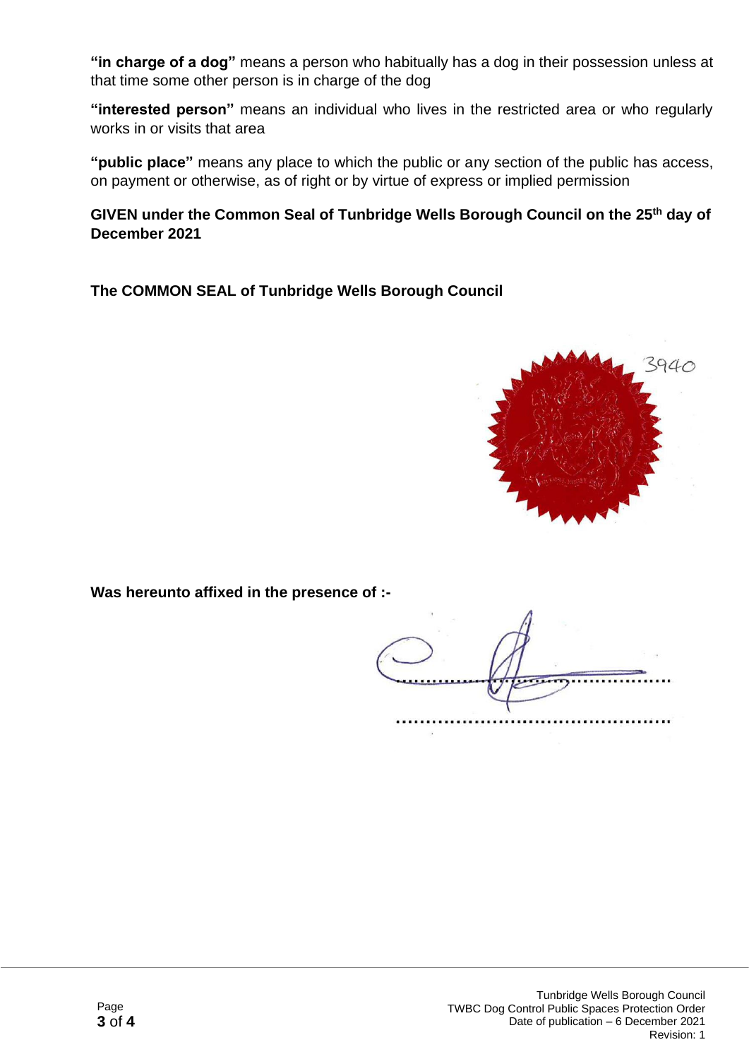**"in charge of a dog"** means a person who habitually has a dog in their possession unless at that time some other person is in charge of the dog

**"interested person"** means an individual who lives in the restricted area or who regularly works in or visits that area

**"public place"** means any place to which the public or any section of the public has access, on payment or otherwise, as of right or by virtue of express or implied permission

**GIVEN under the Common Seal of Tunbridge Wells Borough Council on the 25th day of December 2021**

**The COMMON SEAL of Tunbridge Wells Borough Council**

3940

**Was hereunto affixed in the presence of :-**

............................................................

............................................................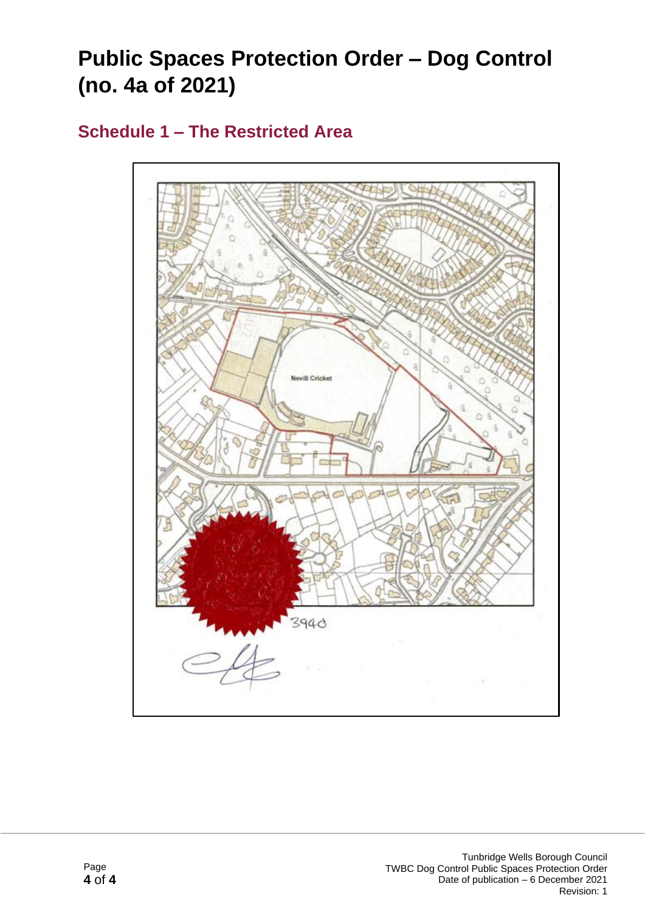# Public Spaces Protection Order – Dog Control (no. 4a of 2021)

## Schedule 1 – The Restricted Area

Nevill Cricket

3940